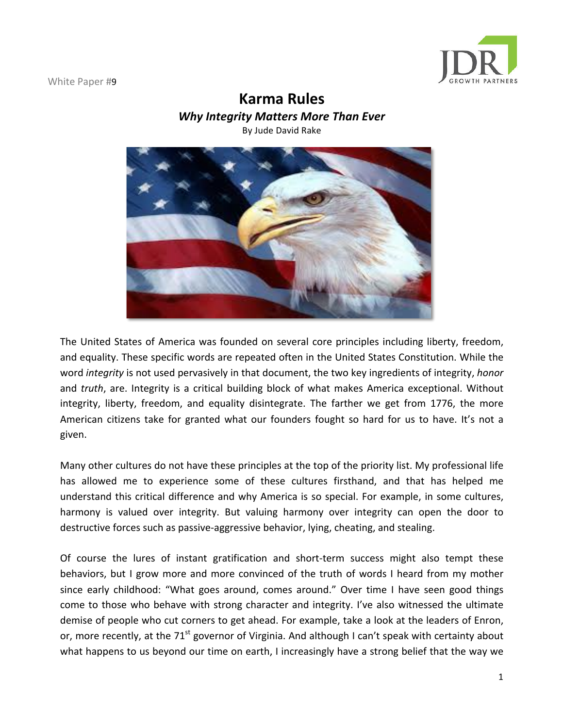White Paper #9

# Karma Rules

### *Why Integrity Matters More Than Ever*

By Jude David Rake

The United States of America was founded on several core principles including liberty, freedom, and equality. These specific words are repeated often in the United States Constitution. While the word *integrity* is not used pervasively in that document, the two key ingredients of integrity, *honor* and *truth*, are. Integrity is a critical building block of what makes America exceptional. Without integrity, liberty, freedom, and equality disintegrate. The farther we get from 1776, the more American citizens take for granted what our founders fought so hard for us to have. It's not a given.

Many other cultures do not have these principles at the top of the priority list. My professional life has allowed me to experience some of these cultures firsthand, and that has helped me understand this critical difference and why America is so special. For example, in some cultures, harmony is valued over integrity. But valuing harmony over integrity can open the door to destructive forces such as passive-aggressive behavior, lying, cheating, and stealing.

Of course the lures of instant gratification and short-term success might also tempt these behaviors, but I grow more and more convinced of the truth of words I heard from my mother since early childhood: "What goes around, comes around." Over time I have seen good things come to those who behave with strong character and integrity. I've also witnessed the ultimate demise of people who cut corners to get ahead. For example, take a look at the leaders of Enron, or, more recently, at the 71st governor of Virginia. And although I can't speak with certainty about what happens to us beyond our time on earth, I increasingly have a strong belief that the way we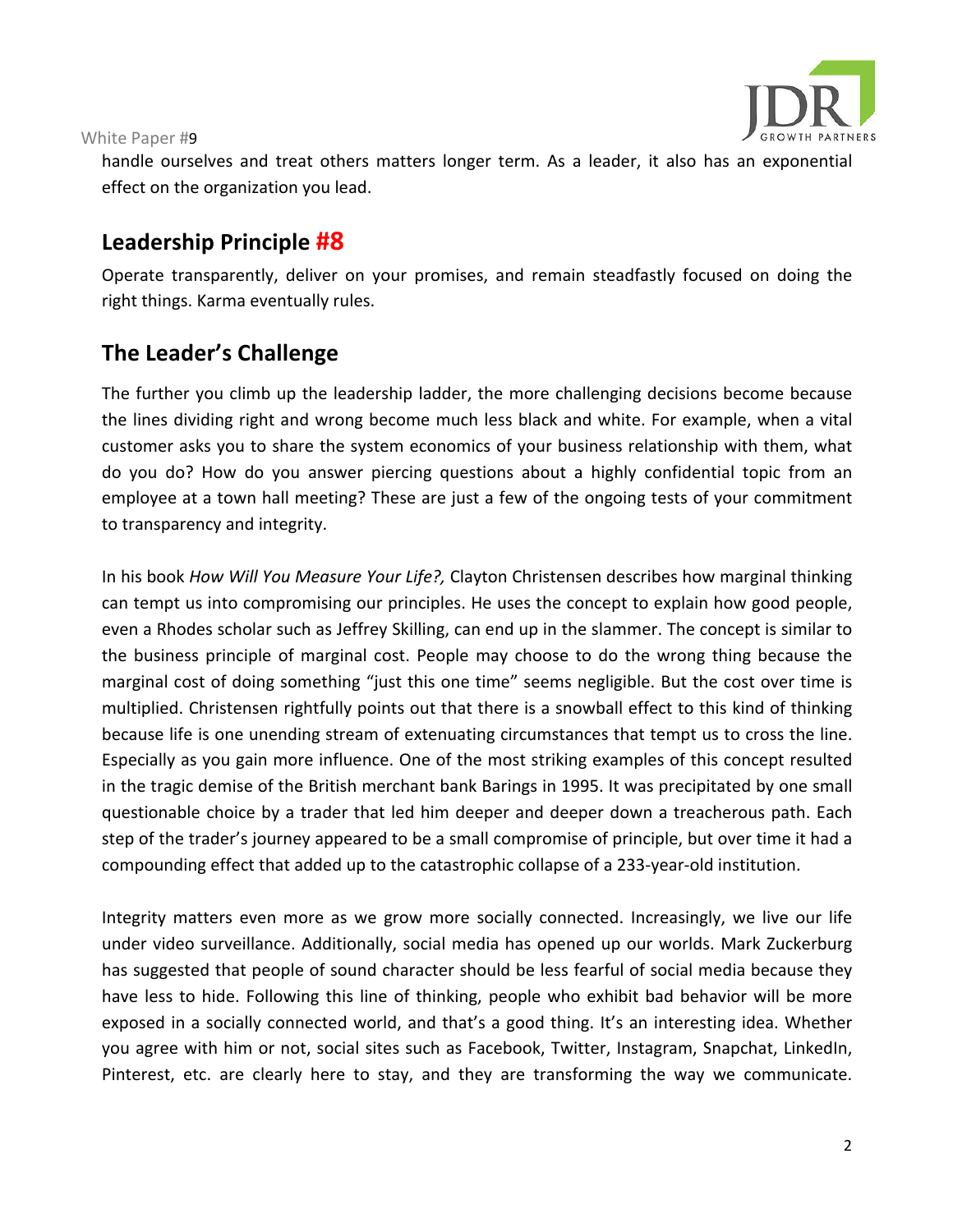handle ourselves and treat others matters longer term. As a leader, it also has an exponential effect on the organization you lead.

## Leadership Principle #8

Operate transparently, deliver on your promises, and remain steadfastly focused on doing the right things. Karma eventually rules.

## The Leader's Challenge

The further you climb up the leadership ladder, the more challenging decisions become because the lines dividing right and wrong become much less black and white. For example, when a vital customer asks you to share the system economics of your business relationship with them, what do you do? How do you answer piercing questions about a highly confidential topic from an employee at a town hall meeting? These are just a few of the ongoing tests of your commitment to transparency and integrity.

In his book *How Will You Measure Your Life?,* Clayton Christensen describes how marginal thinking can tempt us into compromising our principles. He uses the concept to explain how good people, even a Rhodes scholar such as Jeffrey Skilling, can end up in the slammer. The concept is similar to the business principle of marginal cost. People may choose to do the wrong thing because the marginal cost of doing something "just this one time" seems negligible. But the cost over time is multiplied. Christensen rightfully points out that there is a snowball effect to this kind of thinking because life is one unending stream of extenuating circumstances that tempt us to cross the line. Especially as you gain more influence. One of the most striking examples of this concept resulted in the tragic demise of the British merchant bank Barings in 1995. It was precipitated by one small questionable choice by a trader that led him deeper and deeper down a treacherous path. Each step of the trader's journey appeared to be a small compromise of principle, but over time it had a compounding effect that added up to the catastrophic collapse of a 233-year-old institution.

Integrity matters even more as we grow more socially connected. Increasingly, we live our life under video surveillance. Additionally, social media has opened up our worlds. Mark Zuckerburg has suggested that people of sound character should be less fearful of social media because they have less to hide. Following this line of thinking, people who exhibit bad behavior will be more exposed in a socially connected world, and that's a good thing. It's an interesting idea. Whether you agree with him or not, social sites such as Facebook, Twitter, Instagram, Snapchat, LinkedIn, Pinterest, etc. are clearly here to stay, and they are transforming the way we communicate.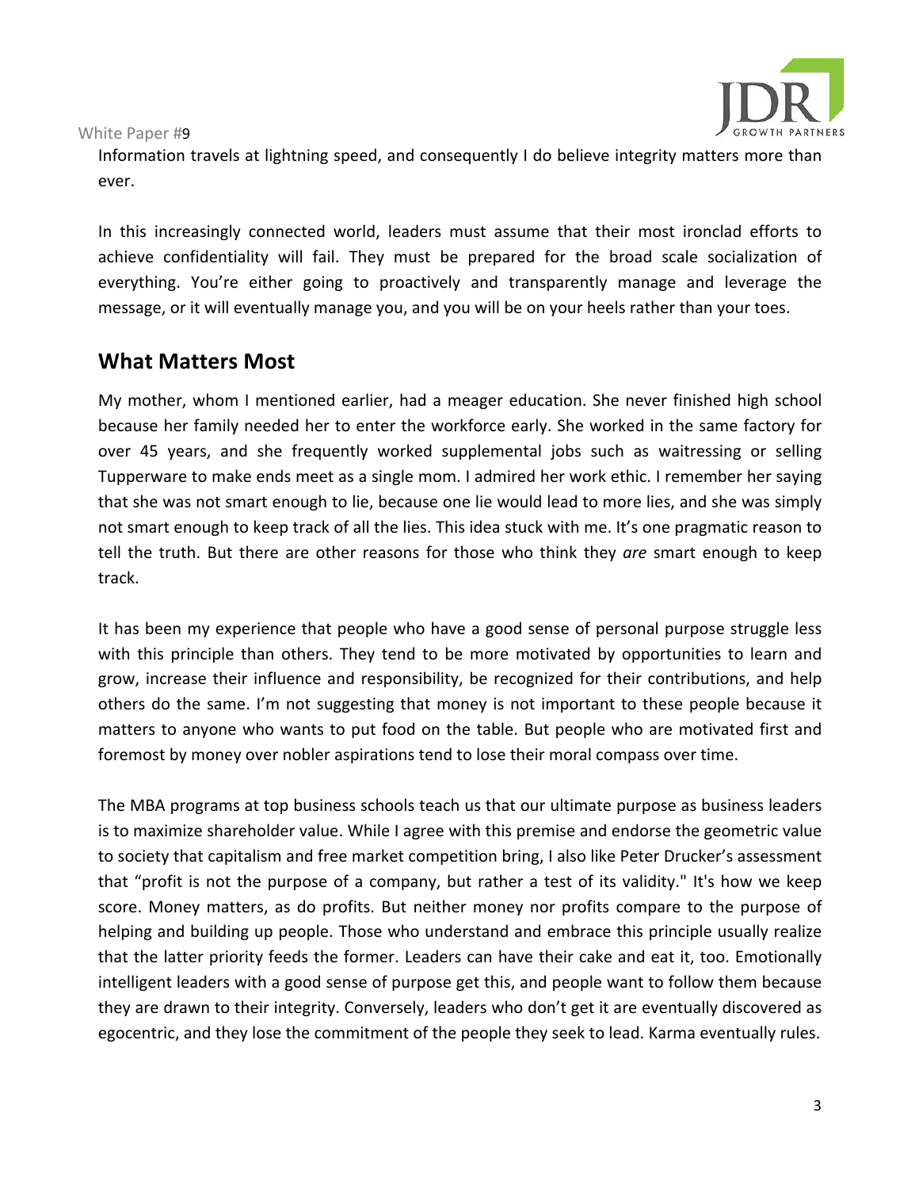Information travels at lightning speed, and consequently I do believe integrity matters more than ever.

In this increasingly connected world, leaders must assume that their most ironclad efforts to achieve confidentiality will fail. They must be prepared for the broad scale socialization of everything. You're either going to proactively and transparently manage and leverage the message, or it will eventually manage you, and you will be on your heels rather than your toes.

## What Matters Most

My mother, whom I mentioned earlier, had a meager education. She never finished high school because her family needed her to enter the workforce early. She worked in the same factory for over 45 years, and she frequently worked supplemental jobs such as waitressing or selling Tupperware to make ends meet as a single mom. I admired her work ethic. I remember her saying that she was not smart enough to lie, because one lie would lead to more lies, and she was simply not smart enough to keep track of all the lies. This idea stuck with me. It's one pragmatic reason to tell the truth. But there are other reasons for those who think they *are* smart enough to keep track.

It has been my experience that people who have a good sense of personal purpose struggle less with this principle than others. They tend to be more motivated by opportunities to learn and grow, increase their influence and responsibility, be recognized for their contributions, and help others do the same. I'm not suggesting that money is not important to these people because it matters to anyone who wants to put food on the table. But people who are motivated first and foremost by money over nobler aspirations tend to lose their moral compass over time.

The MBA programs at top business schools teach us that our ultimate purpose as business leaders is to maximize shareholder value. While I agree with this premise and endorse the geometric value to society that capitalism and free market competition bring, I also like Peter Drucker's assessment that "profit is not the purpose of a company, but rather a test of its validity." It's how we keep score. Money matters, as do profits. But neither money nor profits compare to the purpose of helping and building up people. Those who understand and embrace this principle usually realize that the latter priority feeds the former. Leaders can have their cake and eat it, too. Emotionally intelligent leaders with a good sense of purpose get this, and people want to follow them because they are drawn to their integrity. Conversely, leaders who don't get it are eventually discovered as egocentric, and they lose the commitment of the people they seek to lead. Karma eventually rules.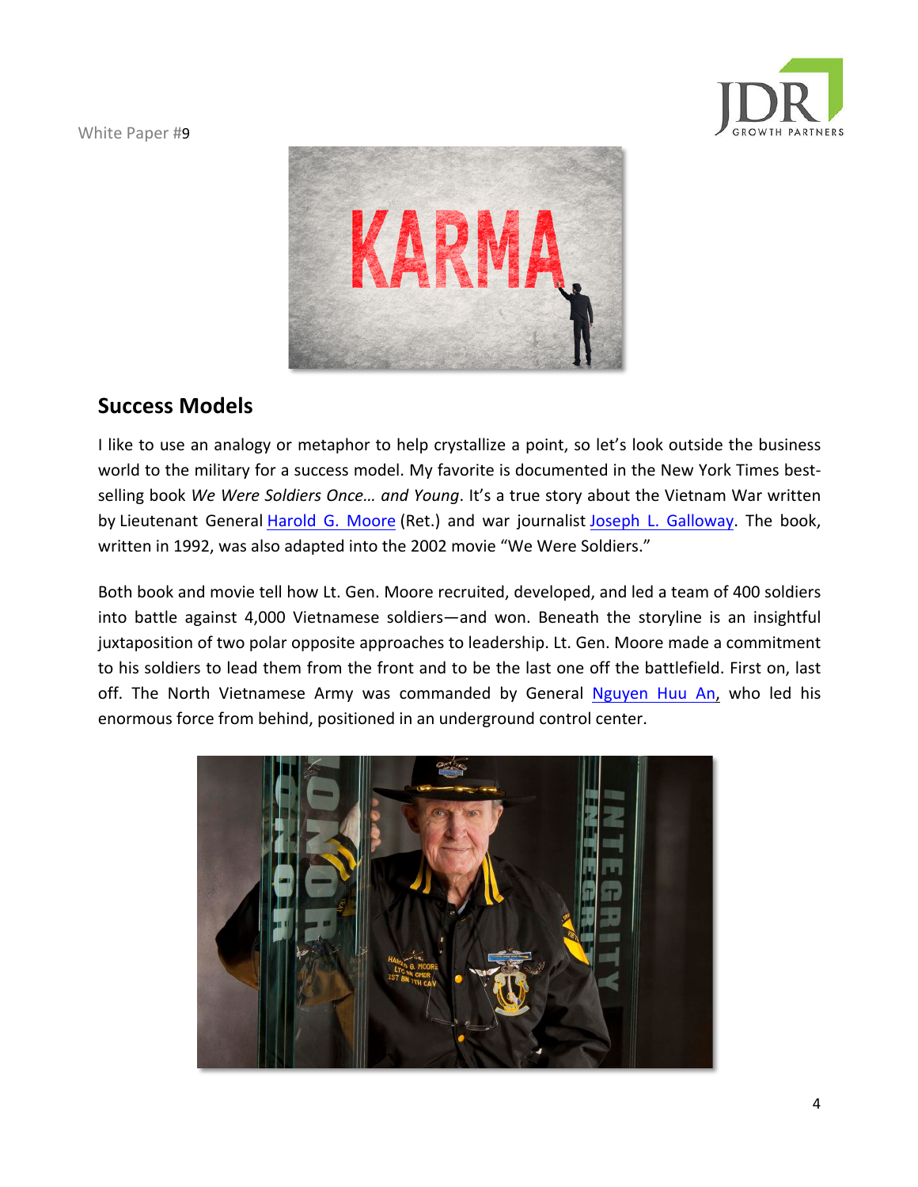## Success Models

I like to use an analogy or metaphor to help crystallize a point, so let's look outside the business world to the military for a success model. My favorite is documented in the New York Times best-selling book *We Were Soldiers Once… and Young*. It's a true story about the Vietnam War written by Lieutenant General Harold G. Moore (Ret.) and war journalist Joseph L. Galloway. The book, written in 1992, was also adapted into the 2002 movie "We Were Soldiers."

Both book and movie tell how Lt. Gen. Moore recruited, developed, and led a team of 400 soldiers into battle against 4,000 Vietnamese soldiers—and won. Beneath the storyline is an insightful juxtaposition of two polar opposite approaches to leadership. Lt. Gen. Moore made a commitment to his soldiers to lead them from the front and to be the last one off the battlefield. First on, last off. The North Vietnamese Army was commanded by General Nguyen Huu An, who led his enormous force from behind, positioned in an underground control center.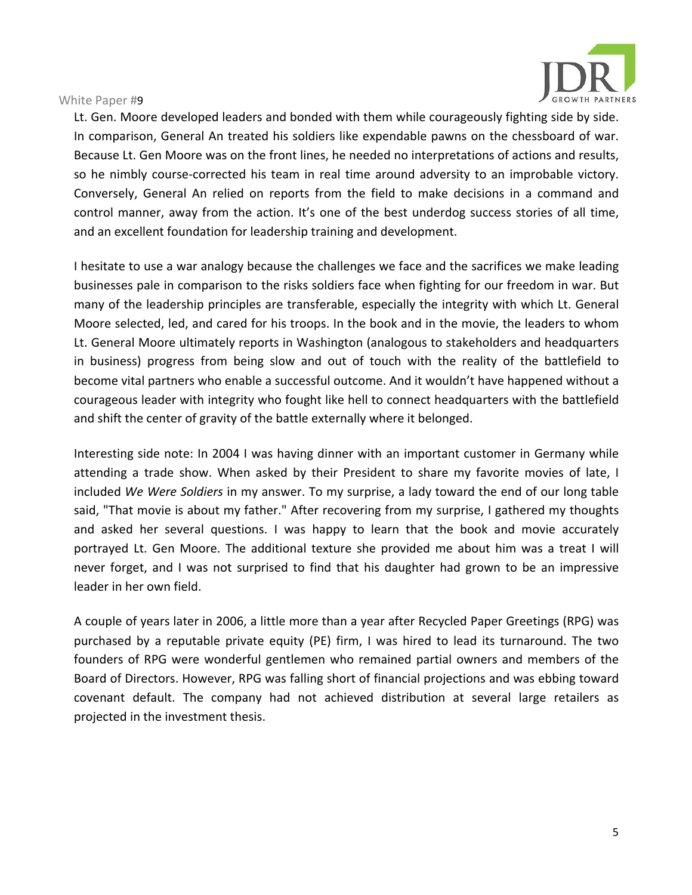Lt. Gen. Moore developed leaders and bonded with them while courageously fighting side by side. In comparison, General An treated his soldiers like expendable pawns on the chessboard of war. Because Lt. Gen Moore was on the front lines, he needed no interpretations of actions and results, so he nimbly course-corrected his team in real time around adversity to an improbable victory. Conversely, General An relied on reports from the field to make decisions in a command and control manner, away from the action. It's one of the best underdog success stories of all time, and an excellent foundation for leadership training and development.

I hesitate to use a war analogy because the challenges we face and the sacrifices we make leading businesses pale in comparison to the risks soldiers face when fighting for our freedom in war. But many of the leadership principles are transferable, especially the integrity with which Lt. General Moore selected, led, and cared for his troops. In the book and in the movie, the leaders to whom Lt. General Moore ultimately reports in Washington (analogous to stakeholders and headquarters in business) progress from being slow and out of touch with the reality of the battlefield to become vital partners who enable a successful outcome. And it wouldn't have happened without a courageous leader with integrity who fought like hell to connect headquarters with the battlefield and shift the center of gravity of the battle externally where it belonged.

Interesting side note: In 2004 I was having dinner with an important customer in Germany while attending a trade show. When asked by their President to share my favorite movies of late, I included *We Were Soldiers* in my answer. To my surprise, a lady toward the end of our long table said, "That movie is about my father." After recovering from my surprise, I gathered my thoughts and asked her several questions. I was happy to learn that the book and movie accurately portrayed Lt. Gen Moore. The additional texture she provided me about him was a treat I will never forget, and I was not surprised to find that his daughter had grown to be an impressive leader in her own field.

A couple of years later in 2006, a little more than a year after Recycled Paper Greetings (RPG) was purchased by a reputable private equity (PE) firm, I was hired to lead its turnaround. The two founders of RPG were wonderful gentlemen who remained partial owners and members of the Board of Directors. However, RPG was falling short of financial projections and was ebbing toward covenant default. The company had not achieved distribution at several large retailers as projected in the investment thesis.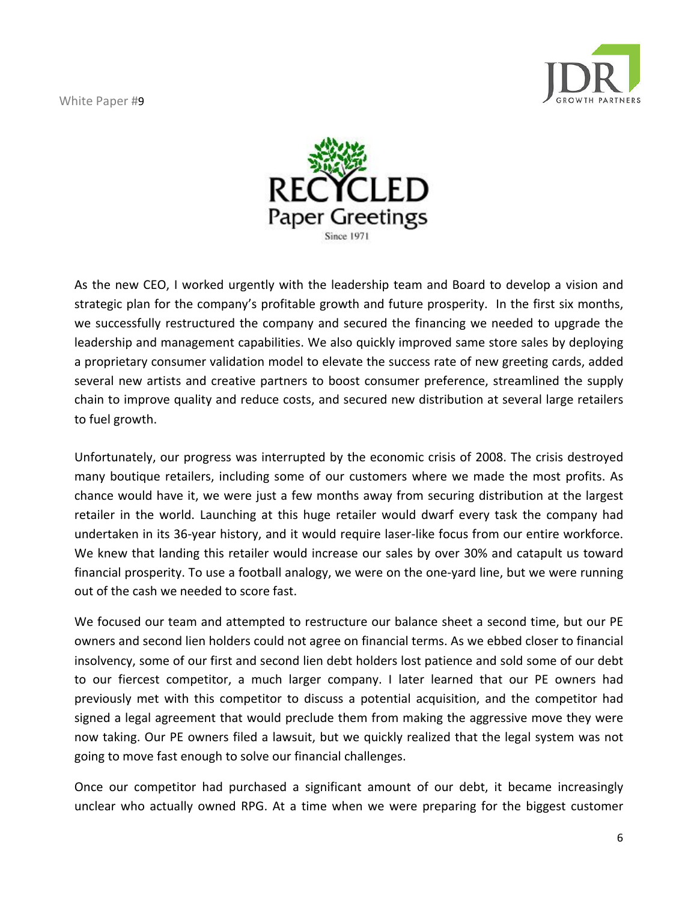As the new CEO, I worked urgently with the leadership team and Board to develop a vision and strategic plan for the company's profitable growth and future prosperity. In the first six months, we successfully restructured the company and secured the financing we needed to upgrade the leadership and management capabilities. We also quickly improved same store sales by deploying a proprietary consumer validation model to elevate the success rate of new greeting cards, added several new artists and creative partners to boost consumer preference, streamlined the supply chain to improve quality and reduce costs, and secured new distribution at several large retailers to fuel growth.

Unfortunately, our progress was interrupted by the economic crisis of 2008. The crisis destroyed many boutique retailers, including some of our customers where we made the most profits. As chance would have it, we were just a few months away from securing distribution at the largest retailer in the world. Launching at this huge retailer would dwarf every task the company had undertaken in its 36-year history, and it would require laser-like focus from our entire workforce. We knew that landing this retailer would increase our sales by over 30% and catapult us toward financial prosperity. To use a football analogy, we were on the one-yard line, but we were running out of the cash we needed to score fast.

We focused our team and attempted to restructure our balance sheet a second time, but our PE owners and second lien holders could not agree on financial terms. As we ebbed closer to financial insolvency, some of our first and second lien debt holders lost patience and sold some of our debt to our fiercest competitor, a much larger company. I later learned that our PE owners had previously met with this competitor to discuss a potential acquisition, and the competitor had signed a legal agreement that would preclude them from making the aggressive move they were now taking. Our PE owners filed a lawsuit, but we quickly realized that the legal system was not going to move fast enough to solve our financial challenges.

Once our competitor had purchased a significant amount of our debt, it became increasingly unclear who actually owned RPG. At a time when we were preparing for the biggest customer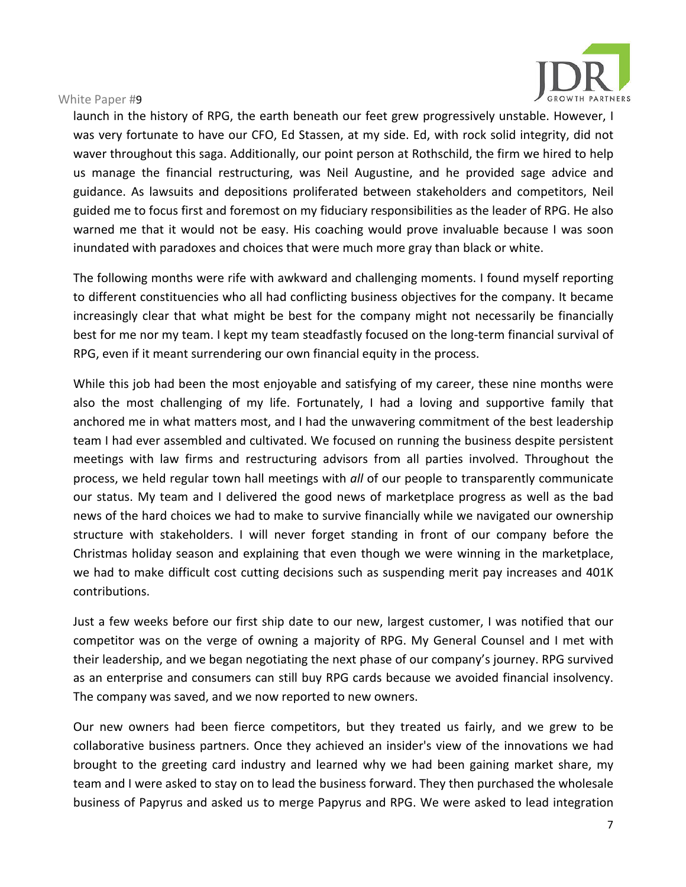launch in the history of RPG, the earth beneath our feet grew progressively unstable. However, I was very fortunate to have our CFO, Ed Stassen, at my side. Ed, with rock solid integrity, did not waver throughout this saga. Additionally, our point person at Rothschild, the firm we hired to help us manage the financial restructuring, was Neil Augustine, and he provided sage advice and guidance. As lawsuits and depositions proliferated between stakeholders and competitors, Neil guided me to focus first and foremost on my fiduciary responsibilities as the leader of RPG. He also warned me that it would not be easy. His coaching would prove invaluable because I was soon inundated with paradoxes and choices that were much more gray than black or white.

The following months were rife with awkward and challenging moments. I found myself reporting to different constituencies who all had conflicting business objectives for the company. It became increasingly clear that what might be best for the company might not necessarily be financially best for me nor my team. I kept my team steadfastly focused on the long-term financial survival of RPG, even if it meant surrendering our own financial equity in the process.

While this job had been the most enjoyable and satisfying of my career, these nine months were also the most challenging of my life. Fortunately, I had a loving and supportive family that anchored me in what matters most, and I had the unwavering commitment of the best leadership team I had ever assembled and cultivated. We focused on running the business despite persistent meetings with law firms and restructuring advisors from all parties involved. Throughout the process, we held regular town hall meetings with *all* of our people to transparently communicate our status. My team and I delivered the good news of marketplace progress as well as the bad news of the hard choices we had to make to survive financially while we navigated our ownership structure with stakeholders. I will never forget standing in front of our company before the Christmas holiday season and explaining that even though we were winning in the marketplace, we had to make difficult cost cutting decisions such as suspending merit pay increases and 401K contributions.

Just a few weeks before our first ship date to our new, largest customer, I was notified that our competitor was on the verge of owning a majority of RPG. My General Counsel and I met with their leadership, and we began negotiating the next phase of our company's journey. RPG survived as an enterprise and consumers can still buy RPG cards because we avoided financial insolvency. The company was saved, and we now reported to new owners.

Our new owners had been fierce competitors, but they treated us fairly, and we grew to be collaborative business partners. Once they achieved an insider's view of the innovations we had brought to the greeting card industry and learned why we had been gaining market share, my team and I were asked to stay on to lead the business forward. They then purchased the wholesale business of Papyrus and asked us to merge Papyrus and RPG. We were asked to lead integration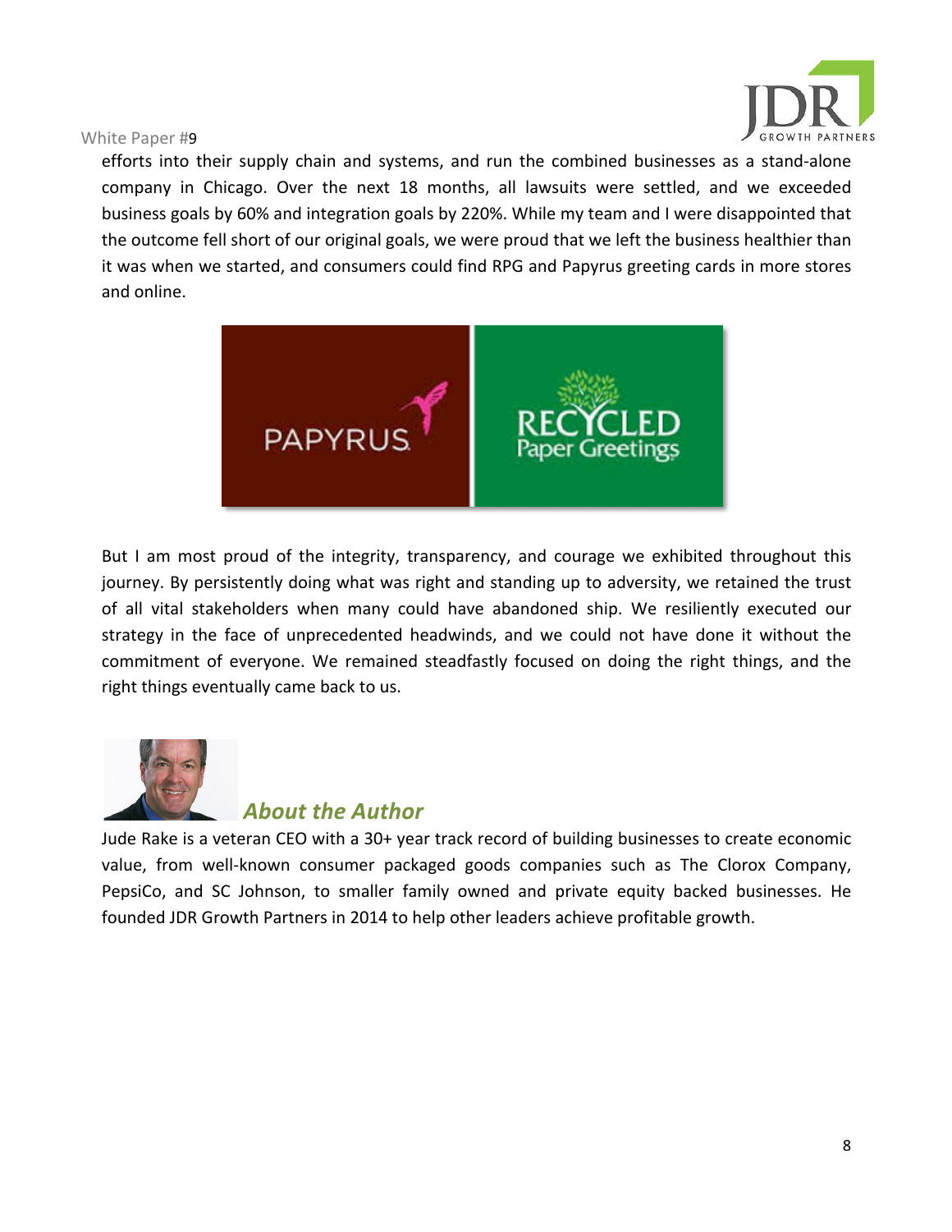efforts into their supply chain and systems, and run the combined businesses as a stand-alone company in Chicago. Over the next 18 months, all lawsuits were settled, and we exceeded business goals by 60% and integration goals by 220%. While my team and I were disappointed that the outcome fell short of our original goals, we were proud that we left the business healthier than it was when we started, and consumers could find RPG and Papyrus greeting cards in more stores and online.

But I am most proud of the integrity, transparency, and courage we exhibited throughout this journey. By persistently doing what was right and standing up to adversity, we retained the trust of all vital stakeholders when many could have abandoned ship. We resiliently executed our strategy in the face of unprecedented headwinds, and we could not have done it without the commitment of everyone. We remained steadfastly focused on doing the right things, and the right things eventually came back to us.

## *About the Author*

Jude Rake is a veteran CEO with a 30+ year track record of building businesses to create economic value, from well-known consumer packaged goods companies such as The Clorox Company, PepsiCo, and SC Johnson, to smaller family owned and private equity backed businesses. He founded JDR Growth Partners in 2014 to help other leaders achieve profitable growth.